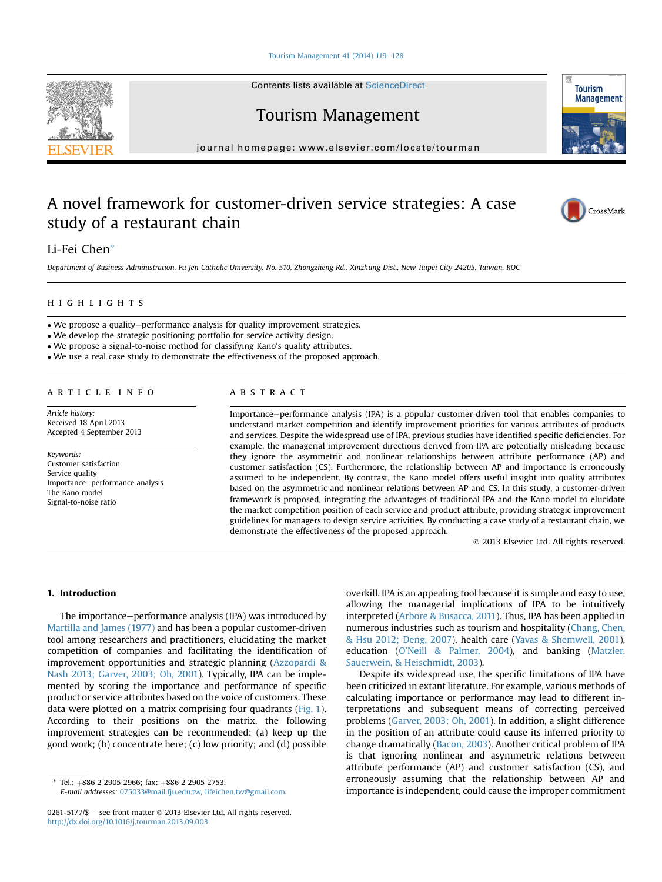# A novel framework for customer-driven service strategies: A case study of a restaurant chain

Li-Fei Chen*

*Department of Business Administration, Fu Jen Catholic University, No. 510, Zhongzheng Rd., Xinzhung Dist., New Taipei City 24205, Taiwan, ROC*

## HIGHLIGHTS

- We propose a quality–performance analysis for quality improvement strategies.
- We develop the strategic positioning portfolio for service activity design.
- We propose a signal-to-noise method for classifying Kano's quality attributes.
- We use a real case study to demonstrate the effectiveness of the proposed approach.

## ARTICLE INFO

*Article history:*
Received 18 April 2013
Accepted 4 September 2013

*Keywords:*
Customer satisfaction
Service quality
Importance–performance analysis
The Kano model
Signal-to-noise ratio

## ABSTRACT

Importance–performance analysis (IPA) is a popular customer-driven tool that enables companies to understand market competition and identify improvement priorities for various attributes of products and services. Despite the widespread use of IPA, previous studies have identified specific deficiencies. For example, the managerial improvement directions derived from IPA are potentially misleading because they ignore the asymmetric and nonlinear relationships between attribute performance (AP) and customer satisfaction (CS). Furthermore, the relationship between AP and importance is erroneously assumed to be independent. By contrast, the Kano model offers useful insight into quality attributes based on the asymmetric and nonlinear relations between AP and CS. In this study, a customer-driven framework is proposed, integrating the advantages of traditional IPA and the Kano model to elucidate the market competition position of each service and product attribute, providing strategic improvement guidelines for managers to design service activities. By conducting a case study of a restaurant chain, we demonstrate the effectiveness of the proposed approach.

© 2013 Elsevier Ltd. All rights reserved.

## 1. Introduction

The importance–performance analysis (IPA) was introduced by Martilla and James (1977) and has been a popular customer-driven tool among researchers and practitioners, elucidating the market competition of companies and facilitating the identification of improvement opportunities and strategic planning (Azzopardi & Nash 2013; Garver, 2003; Oh, 2001). Typically, IPA can be implemented by scoring the importance and performance of specific product or service attributes based on the voice of customers. These data were plotted on a matrix comprising four quadrants (Fig. 1). According to their positions on the matrix, the following improvement strategies can be recommended: (a) keep up the good work; (b) concentrate here; (c) low priority; and (d) possible overkill. IPA is an appealing tool because it is simple and easy to use, allowing the managerial implications of IPA to be intuitively interpreted (Arbore & Busacca, 2011). Thus, IPA has been applied in numerous industries such as tourism and hospitality (Chang, Chen, & Hsu 2012; Deng, 2007), health care (Yavas & Shemwell, 2001), education (O'Neill & Palmer, 2004), and banking (Matzler, Sauerwein, & Heischmidt, 2003).

Despite its widespread use, the specific limitations of IPA have been criticized in extant literature. For example, various methods of calculating importance or performance may lead to different interpretations and subsequent means of correcting perceived problems (Garver, 2003; Oh, 2001). In addition, a slight difference in the position of an attribute could cause its inferred priority to change dramatically (Bacon, 2003). Another critical problem of IPA is that ignoring nonlinear and asymmetric relations between attribute performance (AP) and customer satisfaction (CS), and erroneously assuming that the relationship between AP and importance is independent, could cause the improper commitment

\* Tel.: +886 2 2905 2966; fax: +886 2 2905 2753.
*E-mail addresses:* 075033@mail.fju.edu.tw, lifeichen.tw@gmail.com.

0261-5177/$ – see front matter © 2013 Elsevier Ltd. All rights reserved.
http://dx.doi.org/10.1016/j.tourman.2013.09.003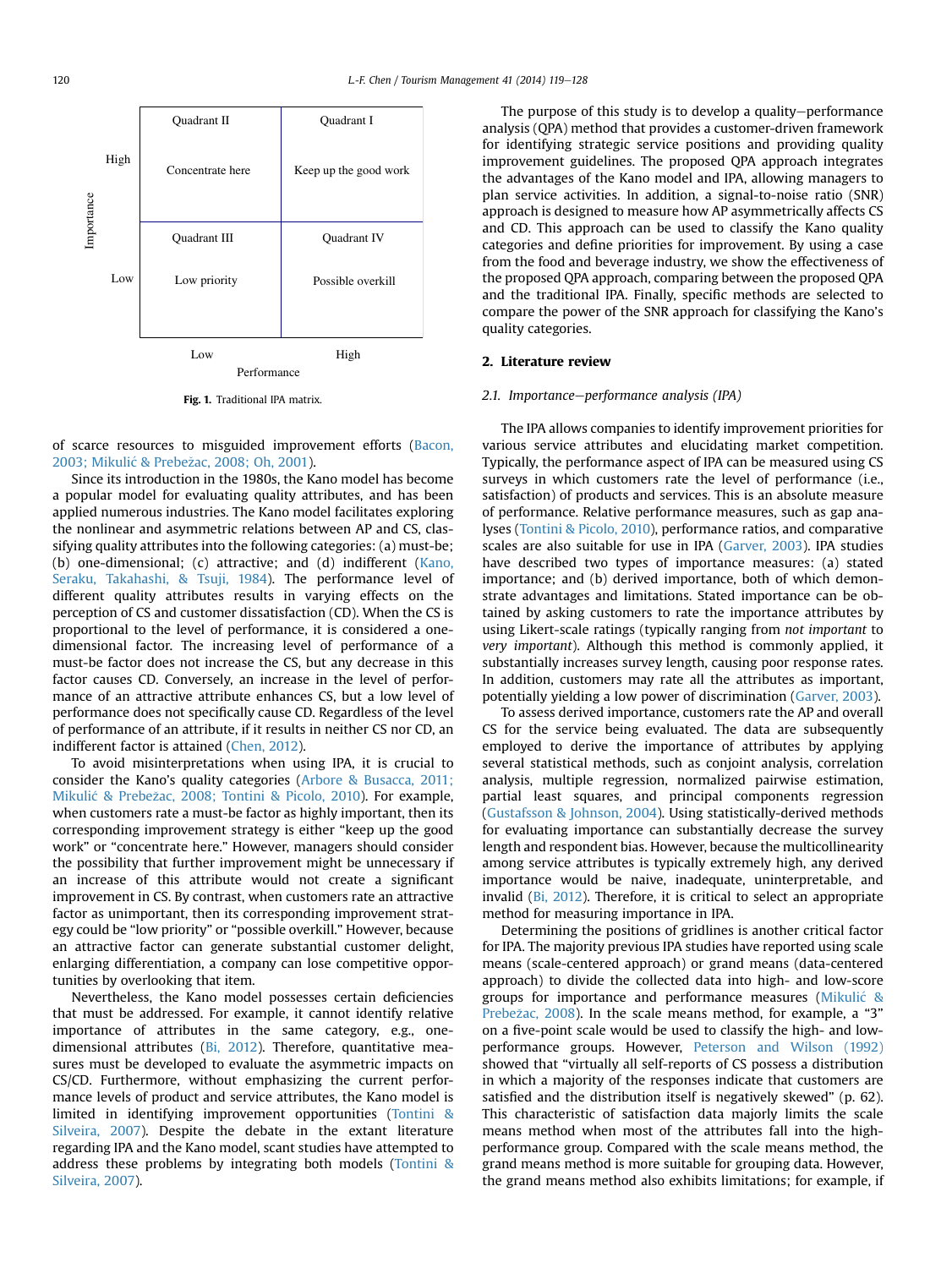| Importance | Low Performance | High Performance |
|---|---|---|
| High | Quadrant II<br>Concentrate here | Quadrant I<br>Keep up the good work |
| Low | Quadrant III<br>Low priority | Quadrant IV<br>Possible overkill |

**Fig. 1.** Traditional IPA matrix.

of scarce resources to misguided improvement efforts (Bacon, 2003; Mikulić & Prebežac, 2008; Oh, 2001).

Since its introduction in the 1980s, the Kano model has become a popular model for evaluating quality attributes, and has been applied numerous industries. The Kano model facilitates exploring the nonlinear and asymmetric relations between AP and CS, classifying quality attributes into the following categories: (a) must-be; (b) one-dimensional; (c) attractive; and (d) indifferent (Kano, Seraku, Takahashi, & Tsuji, 1984). The performance level of different quality attributes results in varying effects on the perception of CS and customer dissatisfaction (CD). When the CS is proportional to the level of performance, it is considered a one-dimensional factor. The increasing level of performance of a must-be factor does not increase the CS, but any decrease in this factor causes CD. Conversely, an increase in the level of performance of an attractive attribute enhances CS, but a low level of performance does not specifically cause CD. Regardless of the level of performance of an attribute, if it results in neither CS nor CD, an indifferent factor is attained (Chen, 2012).

To avoid misinterpretations when using IPA, it is crucial to consider the Kano's quality categories (Arbore & Busacca, 2011; Mikulić & Prebežac, 2008; Tontini & Picolo, 2010). For example, when customers rate a must-be factor as highly important, then its corresponding improvement strategy is either "keep up the good work" or "concentrate here." However, managers should consider the possibility that further improvement might be unnecessary if an increase of this attribute would not create a significant improvement in CS. By contrast, when customers rate an attractive factor as unimportant, then its corresponding improvement strategy could be "low priority" or "possible overkill." However, because an attractive factor can generate substantial customer delight, enlarging differentiation, a company can lose competitive opportunities by overlooking that item.

Nevertheless, the Kano model possesses certain deficiencies that must be addressed. For example, it cannot identify relative importance of attributes in the same category, e.g., one-dimensional attributes (Bi, 2012). Therefore, quantitative measures must be developed to evaluate the asymmetric impacts on CS/CD. Furthermore, without emphasizing the current performance levels of product and service attributes, the Kano model is limited in identifying improvement opportunities (Tontini & Silveira, 2007). Despite the debate in the extant literature regarding IPA and the Kano model, scant studies have attempted to address these problems by integrating both models (Tontini & Silveira, 2007).

The purpose of this study is to develop a quality–performance analysis (QPA) method that provides a customer-driven framework for identifying strategic service positions and providing quality improvement guidelines. The proposed QPA approach integrates the advantages of the Kano model and IPA, allowing managers to plan service activities. In addition, a signal-to-noise ratio (SNR) approach is designed to measure how AP asymmetrically affects CS and CD. This approach can be used to classify the Kano quality categories and define priorities for improvement. By using a case from the food and beverage industry, we show the effectiveness of the proposed QPA approach, comparing between the proposed QPA and the traditional IPA. Finally, specific methods are selected to compare the power of the SNR approach for classifying the Kano's quality categories.

## 2. Literature review

### 2.1. Importance–performance analysis (IPA)

The IPA allows companies to identify improvement priorities for various service attributes and elucidating market competition. Typically, the performance aspect of IPA can be measured using CS surveys in which customers rate the level of performance (i.e., satisfaction) of products and services. This is an absolute measure of performance. Relative performance measures, such as gap analyses (Tontini & Picolo, 2010), performance ratios, and comparative scales are also suitable for use in IPA (Garver, 2003). IPA studies have described two types of importance measures: (a) stated importance; and (b) derived importance, both of which demonstrate advantages and limitations. Stated importance can be obtained by asking customers to rate the importance attributes by using Likert-scale ratings (typically ranging from *not important* to *very important*). Although this method is commonly applied, it substantially increases survey length, causing poor response rates. In addition, customers may rate all the attributes as important, potentially yielding a low power of discrimination (Garver, 2003).

To assess derived importance, customers rate the AP and overall CS for the service being evaluated. The data are subsequently employed to derive the importance of attributes by applying several statistical methods, such as conjoint analysis, correlation analysis, multiple regression, normalized pairwise estimation, partial least squares, and principal components regression (Gustafsson & Johnson, 2004). Using statistically-derived methods for evaluating importance can substantially decrease the survey length and respondent bias. However, because the multicollinearity among service attributes is typically extremely high, any derived importance would be naive, inadequate, uninterpretable, and invalid (Bi, 2012). Therefore, it is critical to select an appropriate method for measuring importance in IPA.

Determining the positions of gridlines is another critical factor for IPA. The majority previous IPA studies have reported using scale means (scale-centered approach) or grand means (data-centered approach) to divide the collected data into high- and low-score groups for importance and performance measures (Mikulić & Prebežac, 2008). In the scale means method, for example, a "3" on a five-point scale would be used to classify the high- and low-performance groups. However, Peterson and Wilson (1992) showed that "virtually all self-reports of CS possess a distribution in which a majority of the responses indicate that customers are satisfied and the distribution itself is negatively skewed" (p. 62). This characteristic of satisfaction data majorly limits the scale means method when most of the attributes fall into the high-performance group. Compared with the scale means method, the grand means method is more suitable for grouping data. However, the grand means method also exhibits limitations; for example, if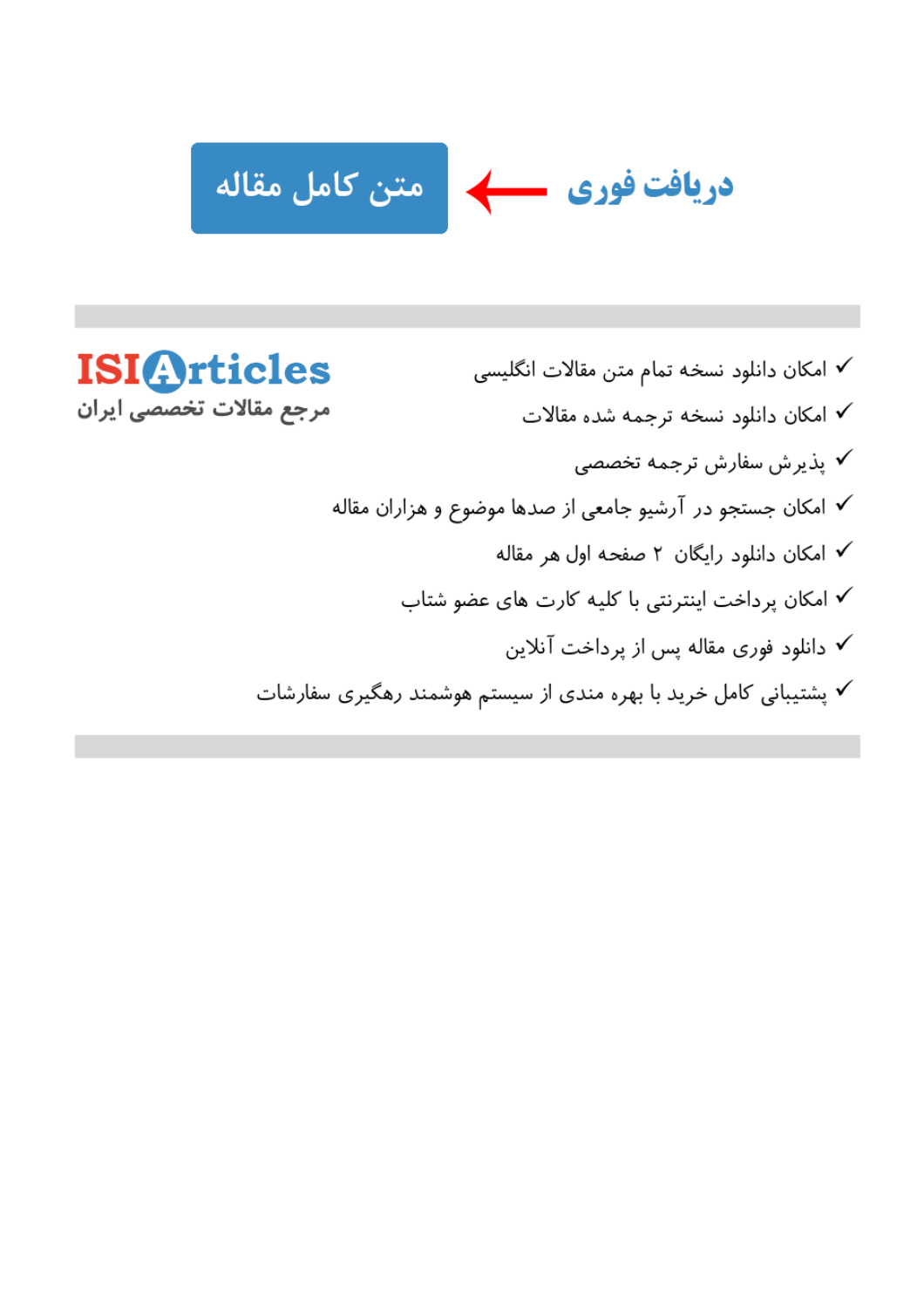دریافت فوری ← **متن کامل مقاله**

**ISIArticles**
مرجع مقالات تخصصی ایران

- ✓ امکان دانلود نسخه تمام متن مقالات انگلیسی
- ✓ امکان دانلود نسخه ترجمه شده مقالات
- ✓ پذیرش سفارش ترجمه تخصصی
- ✓ امکان جستجو در آرشیو جامعی از صدها موضوع و هزاران مقاله
- ✓ امکان دانلود رایگان ۲ صفحه اول هر مقاله
- ✓ امکان پرداخت اینترنتی با کلیه کارت های عضو شتاب
- ✓ دانلود فوری مقاله پس از پرداخت آنلاین
- ✓ پشتیبانی کامل خرید با بهره مندی از سیستم هوشمند رهگیری سفارشات